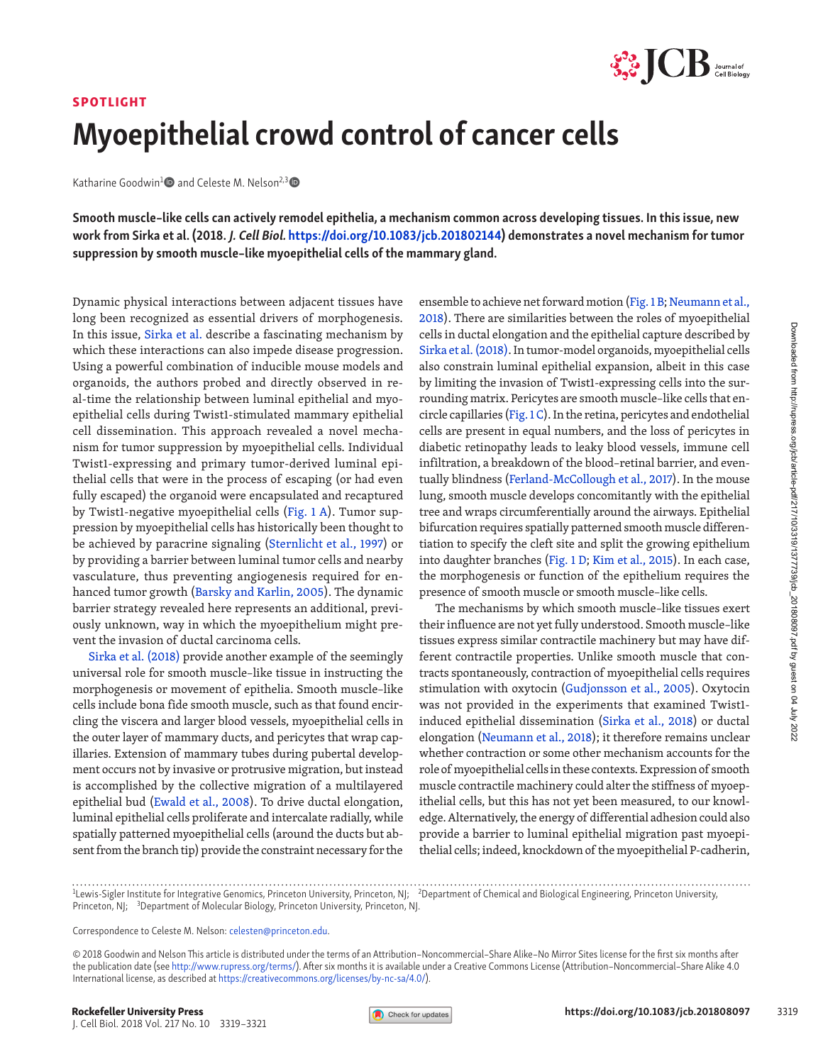SPOTLIGHT

# Myoepithelial crowd control of cancer cells

Katharine Goodwin[1] and Celeste M. Nelson[2,3]

**Smooth muscle–like cells can actively remodel epithelia, a mechanism common across developing tissues. In this issue, new work from Sirka et al. (2018. *J. Cell Biol.* https://doi.org/10.1083/jcb.201802144) demonstrates a novel mechanism for tumor suppression by smooth muscle–like myoepithelial cells of the mammary gland.**

Dynamic physical interactions between adjacent tissues have long been recognized as essential drivers of morphogenesis. In this issue, Sirka et al. describe a fascinating mechanism by which these interactions can also impede disease progression. Using a powerful combination of inducible mouse models and organoids, the authors probed and directly observed in real-time the relationship between luminal epithelial and myoepithelial cells during Twist1-stimulated mammary epithelial cell dissemination. This approach revealed a novel mechanism for tumor suppression by myoepithelial cells. Individual Twist1-expressing and primary tumor-derived luminal epithelial cells that were in the process of escaping (or had even fully escaped) the organoid were encapsulated and recaptured by Twist1-negative myoepithelial cells (Fig. 1 A). Tumor suppression by myoepithelial cells has historically been thought to be achieved by paracrine signaling (Sternlicht et al., 1997) or by providing a barrier between luminal tumor cells and nearby vasculature, thus preventing angiogenesis required for enhanced tumor growth (Barsky and Karlin, 2005). The dynamic barrier strategy revealed here represents an additional, previously unknown, way in which the myoepithelium might prevent the invasion of ductal carcinoma cells.

Sirka et al. (2018) provide another example of the seemingly universal role for smooth muscle–like tissue in instructing the morphogenesis or movement of epithelia. Smooth muscle–like cells include bona fide smooth muscle, such as that found encircling the viscera and larger blood vessels, myoepithelial cells in the outer layer of mammary ducts, and pericytes that wrap capillaries. Extension of mammary tubes during pubertal development occurs not by invasive or protrusive migration, but instead is accomplished by the collective migration of a multilayered epithelial bud (Ewald et al., 2008). To drive ductal elongation, luminal epithelial cells proliferate and intercalate radially, while spatially patterned myoepithelial cells (around the ducts but absent from the branch tip) provide the constraint necessary for the ensemble to achieve net forward motion (Fig. 1 B; Neumann et al., 2018). There are similarities between the roles of myoepithelial cells in ductal elongation and the epithelial capture described by Sirka et al. (2018). In tumor-model organoids, myoepithelial cells also constrain luminal epithelial expansion, albeit in this case by limiting the invasion of Twist1-expressing cells into the surrounding matrix. Pericytes are smooth muscle–like cells that encircle capillaries (Fig. 1 C). In the retina, pericytes and endothelial cells are present in equal numbers, and the loss of pericytes in diabetic retinopathy leads to leaky blood vessels, immune cell infiltration, a breakdown of the blood–retinal barrier, and eventually blindness (Ferland-McCollough et al., 2017). In the mouse lung, smooth muscle develops concomitantly with the epithelial tree and wraps circumferentially around the airways. Epithelial bifurcation requires spatially patterned smooth muscle differentiation to specify the cleft site and split the growing epithelium into daughter branches (Fig. 1 D; Kim et al., 2015). In each case, the morphogenesis or function of the epithelium requires the presence of smooth muscle or smooth muscle–like cells.

The mechanisms by which smooth muscle–like tissues exert their influence are not yet fully understood. Smooth muscle–like tissues express similar contractile machinery but may have different contractile properties. Unlike smooth muscle that contracts spontaneously, contraction of myoepithelial cells requires stimulation with oxytocin (Gudjonsson et al., 2005). Oxytocin was not provided in the experiments that examined Twist1-induced epithelial dissemination (Sirka et al., 2018) or ductal elongation (Neumann et al., 2018); it therefore remains unclear whether contraction or some other mechanism accounts for the role of myoepithelial cells in these contexts. Expression of smooth muscle contractile machinery could alter the stiffness of myoepithelial cells, but this has not yet been measured, to our knowledge. Alternatively, the energy of differential adhesion could also provide a barrier to luminal epithelial migration past myoepithelial cells; indeed, knockdown of the myoepithelial P-cadherin,

---

[1]Lewis-Sigler Institute for Integrative Genomics, Princeton University, Princeton, NJ; [2]Department of Chemical and Biological Engineering, Princeton University, Princeton, NJ; [3]Department of Molecular Biology, Princeton University, Princeton, NJ.

Correspondence to Celeste M. Nelson: celesten@princeton.edu.

© 2018 Goodwin and Nelson This article is distributed under the terms of an Attribution–Noncommercial–Share Alike–No Mirror Sites license for the first six months after the publication date (see http://www.rupress.org/terms/). After six months it is available under a Creative Commons License (Attribution–Noncommercial–Share Alike 4.0 International license, as described at https://creativecommons.org/licenses/by-nc-sa/4.0/).

https://doi.org/10.1083/jcb.201808097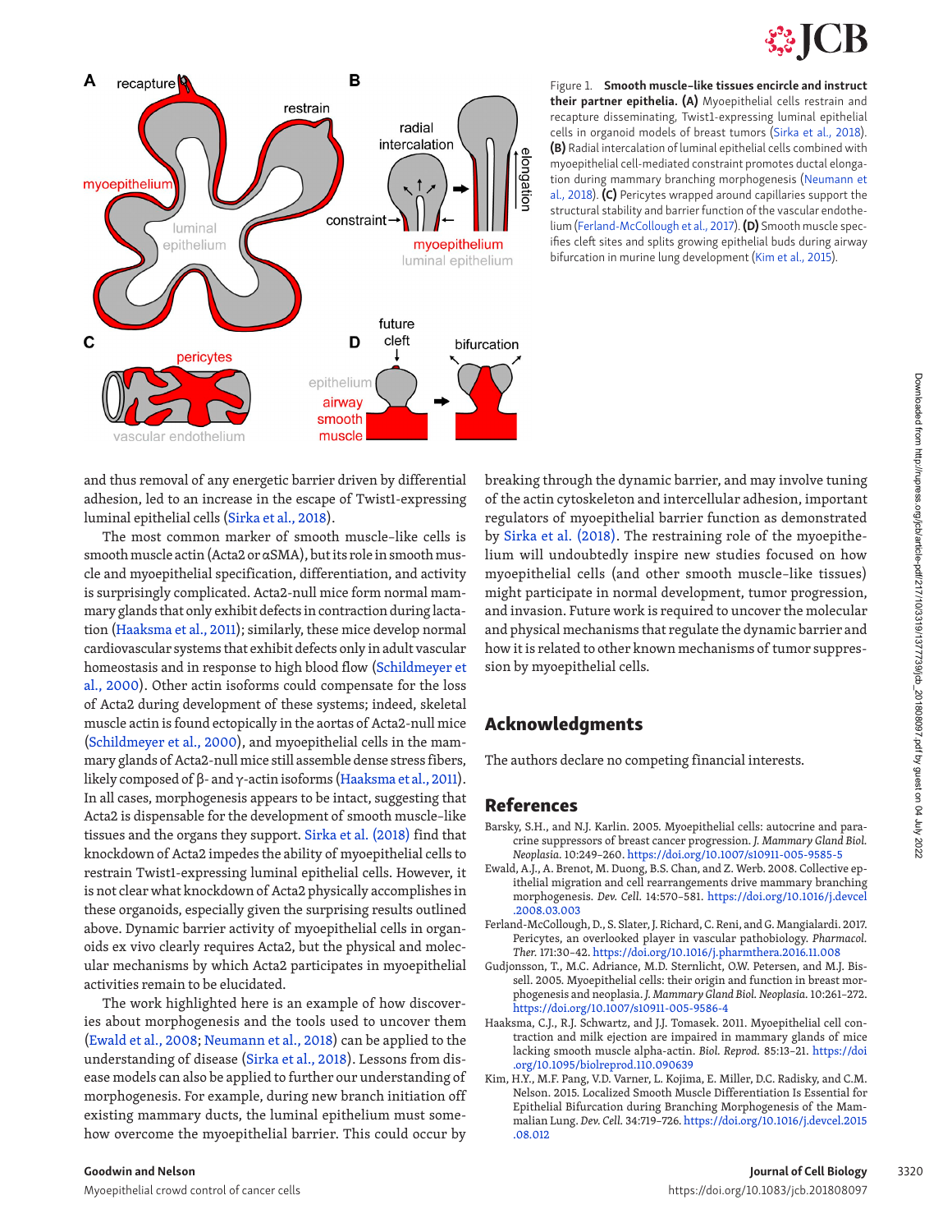Figure 1. **Smooth muscle–like tissues encircle and instruct their partner epithelia. (A)** Myoepithelial cells restrain and recapture disseminating, Twist1-expressing luminal epithelial cells in organoid models of breast tumors (Sirka et al., 2018). **(B)** Radial intercalation of luminal epithelial cells combined with myoepithelial cell–mediated constraint promotes ductal elongation during mammary branching morphogenesis (Neumann et al., 2018). **(C)** Pericytes wrapped around capillaries support the structural stability and barrier function of the vascular endothelium (Ferland-McCollough et al., 2017). **(D)** Smooth muscle specifies cleft sites and splits growing epithelial buds during airway bifurcation in murine lung development (Kim et al., 2015).

and thus removal of any energetic barrier driven by differential adhesion, led to an increase in the escape of Twist1-expressing luminal epithelial cells (Sirka et al., 2018).

The most common marker of smooth muscle–like cells is smooth muscle actin (Acta2 or αSMA), but its role in smooth muscle and myoepithelial specification, differentiation, and activity is surprisingly complicated. Acta2-null mice form normal mammary glands that only exhibit defects in contraction during lactation (Haaksma et al., 2011); similarly, these mice develop normal cardiovascular systems that exhibit defects only in adult vascular homeostasis and in response to high blood flow (Schildmeyer et al., 2000). Other actin isoforms could compensate for the loss of Acta2 during development of these systems; indeed, skeletal muscle actin is found ectopically in the aortas of Acta2-null mice (Schildmeyer et al., 2000), and myoepithelial cells in the mammary glands of Acta2-null mice still assemble dense stress fibers, likely composed of β- and γ-actin isoforms (Haaksma et al., 2011). In all cases, morphogenesis appears to be intact, suggesting that Acta2 is dispensable for the development of smooth muscle–like tissues and the organs they support. Sirka et al. (2018) find that knockdown of Acta2 impedes the ability of myoepithelial cells to restrain Twist1-expressing luminal epithelial cells. However, it is not clear what knockdown of Acta2 physically accomplishes in these organoids, especially given the surprising results outlined above. Dynamic barrier activity of myoepithelial cells in organoids ex vivo clearly requires Acta2, but the physical and molecular mechanisms by which Acta2 participates in myoepithelial activities remain to be elucidated.

The work highlighted here is an example of how discoveries about morphogenesis and the tools used to uncover them (Ewald et al., 2008; Neumann et al., 2018) can be applied to the understanding of disease (Sirka et al., 2018). Lessons from disease models can also be applied to further our understanding of morphogenesis. For example, during new branch initiation off existing mammary ducts, the luminal epithelium must somehow overcome the myoepithelial barrier. This could occur by breaking through the dynamic barrier, and may involve tuning of the actin cytoskeleton and intercellular adhesion, important regulators of myoepithelial barrier function as demonstrated by Sirka et al. (2018). The restraining role of the myoepithelium will undoubtedly inspire new studies focused on how myoepithelial cells (and other smooth muscle–like tissues) might participate in normal development, tumor progression, and invasion. Future work is required to uncover the molecular and physical mechanisms that regulate the dynamic barrier and how it is related to other known mechanisms of tumor suppression by myoepithelial cells.

## Acknowledgments

The authors declare no competing financial interests.

## References

Barsky, S.H., and N.J. Karlin. 2005. Myoepithelial cells: autocrine and paracrine suppressors of breast cancer progression. *J. Mammary Gland Biol. Neoplasia*. 10:249–260. https://doi.org/10.1007/s10911-005-9585-5

Ewald, A.J., A. Brenot, M. Duong, B.S. Chan, and Z. Werb. 2008. Collective epithelial migration and cell rearrangements drive mammary branching morphogenesis. *Dev. Cell*. 14:570–581. https://doi.org/10.1016/j.devcel.2008.03.003

Ferland-McCollough, D., S. Slater, J. Richard, C. Reni, and G. Mangialardi. 2017. Pericytes, an overlooked player in vascular pathobiology. *Pharmacol. Ther.* 171:30–42. https://doi.org/10.1016/j.pharmthera.2016.11.008

Gudjonsson, T., M.C. Adriance, M.D. Sternlicht, O.W. Petersen, and M.J. Bissell. 2005. Myoepithelial cells: their origin and function in breast morphogenesis and neoplasia. *J. Mammary Gland Biol. Neoplasia*. 10:261–272. https://doi.org/10.1007/s10911-005-9586-4

Haaksma, C.J., R.J. Schwartz, and J.J. Tomasek. 2011. Myoepithelial cell contraction and milk ejection are impaired in mammary glands of mice lacking smooth muscle alpha-actin. *Biol. Reprod.* 85:13–21. https://doi.org/10.1095/biolreprod.110.090639

Kim, H.Y., M.F. Pang, V.D. Varner, L. Kojima, E. Miller, D.C. Radisky, and C.M. Nelson. 2015. Localized Smooth Muscle Differentiation Is Essential for Epithelial Bifurcation during Branching Morphogenesis of the Mammalian Lung. *Dev. Cell*. 34:719–726. https://doi.org/10.1016/j.devcel.2015.08.012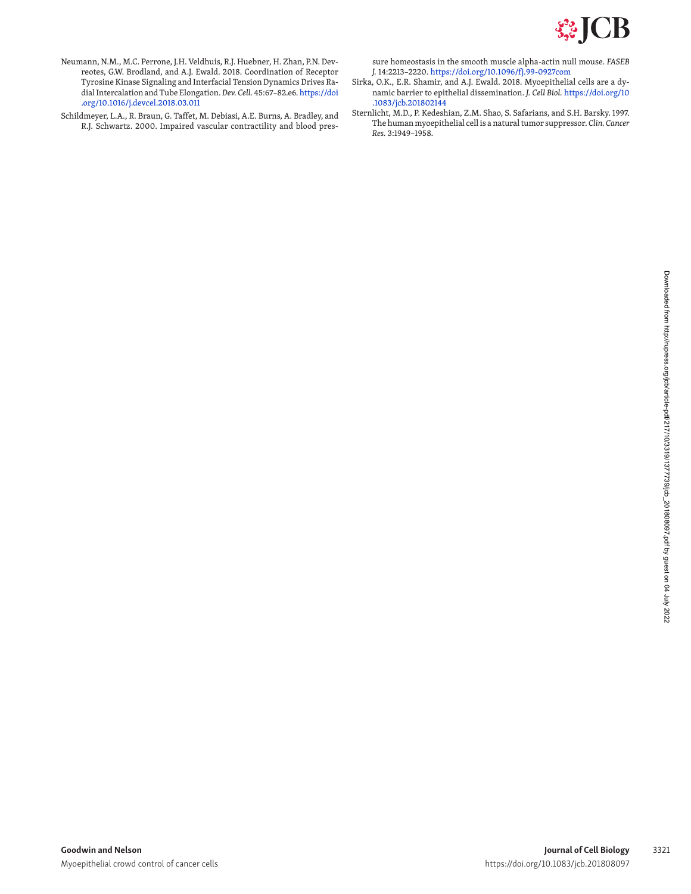Neumann, N.M., M.C. Perrone, J.H. Veldhuis, R.J. Huebner, H. Zhan, P.N. Devreotes, G.W. Brodland, and A.J. Ewald. 2018. Coordination of Receptor Tyrosine Kinase Signaling and Interfacial Tension Dynamics Drives Radial Intercalation and Tube Elongation. *Dev. Cell.* 45:67–82.e6. https://doi.org/10.1016/j.devcel.2018.03.011

Schildmeyer, L.A., R. Braun, G. Taffet, M. Debiasi, A.E. Burns, A. Bradley, and R.J. Schwartz. 2000. Impaired vascular contractility and blood pressure homeostasis in the smooth muscle alpha-actin null mouse. *FASEB J.* 14:2213–2220. https://doi.org/10.1096/fj.99-0927com

Sirka, O.K., E.R. Shamir, and A.J. Ewald. 2018. Myoepithelial cells are a dynamic barrier to epithelial dissemination. *J. Cell Biol.* https://doi.org/10.1083/jcb.201802144

Sternlicht, M.D., P. Kedeshian, Z.M. Shao, S. Safarians, and S.H. Barsky. 1997. The human myoepithelial cell is a natural tumor suppressor. *Clin. Cancer Res.* 3:1949–1958.